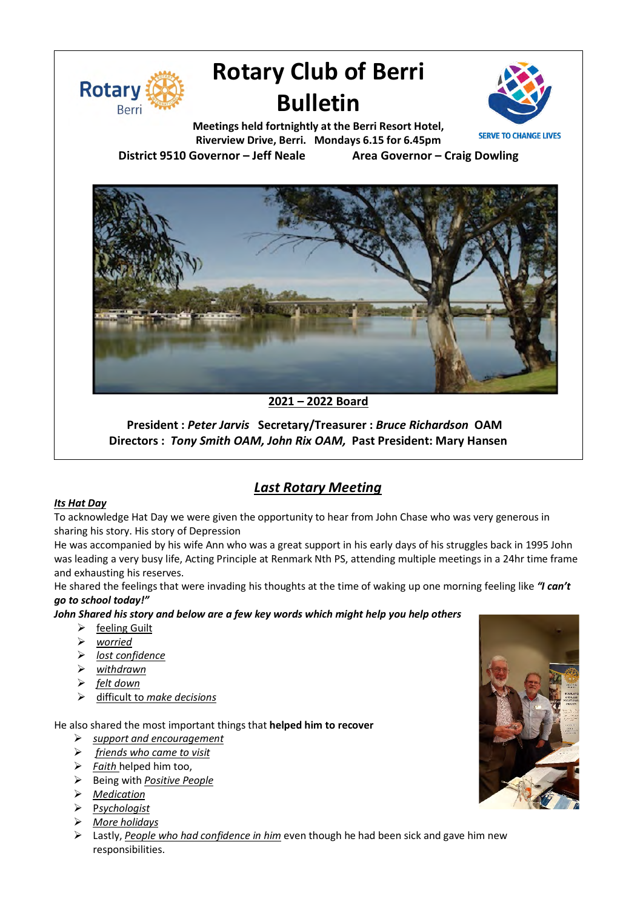# Rotary Club of Berri Bulletin

**Meetings held fortnightly at the Berri Resort Hotel, Riverview Drive, Berri. Mondays 6.15 for 6.45pm**

SERVE TO CHANGE LIVES

**District 9510 Governor – Jeff Neale** **Area Governor – Craig Dowling**

**2021 – 2022 Board**

**President :** ***Peter Jarvis*** **Secretary/Treasurer :** ***Bruce Richardson*** **OAM**
**Directors :** ***Tony Smith OAM, John Rix OAM,*** **Past President: Mary Hansen**

## *Last Rotary Meeting*

***Its Hat Day***

To acknowledge Hat Day we were given the opportunity to hear from John Chase who was very generous in sharing his story. His story of Depression

He was accompanied by his wife Ann who was a great support in his early days of his struggles back in 1995 John was leading a very busy life, Acting Principle at Renmark Nth PS, attending multiple meetings in a 24hr time frame and exhausting his reserves.

He shared the feelings that were invading his thoughts at the time of waking up one morning feeling like ***"I can't go to school today!"***

***John Shared his story and below are a few key words which might help you help others***

- feeling Guilt
- *worried*
- *lost confidence*
- *withdrawn*
- *felt down*
- difficult to *make decisions*

He also shared the most important things that **helped him to recover**

- *support and encouragement*
- *friends who came to visit*
- *Faith* helped him too,
- Being with *Positive People*
- *Medication*
- Psychologist
- *More holidays*
- Lastly, *People who had confidence in him* even though he had been sick and gave him new responsibilities.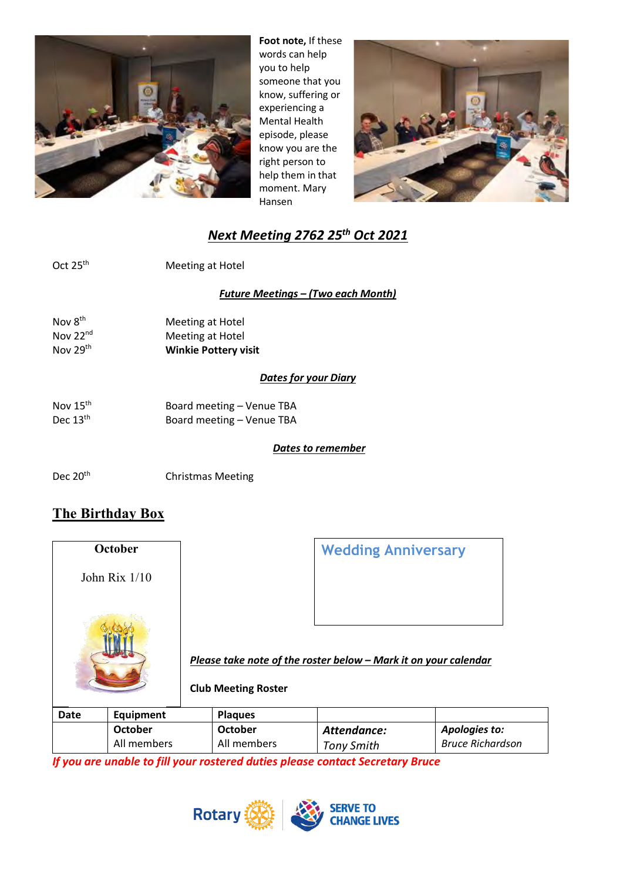**Foot note,** If these words can help you to help someone that you know, suffering or experiencing a Mental Health episode, please know you are the right person to help them in that moment. Mary Hansen

## ***Next Meeting 2762 25th Oct 2021***

Oct 25th — Meeting at Hotel

***Future Meetings – (Two each Month)***

Nov 8th — Meeting at Hotel
Nov 22nd — Meeting at Hotel
Nov 29th — **Winkie Pottery visit**

***Dates for your Diary***

Nov 15th — Board meeting – Venue TBA
Dec 13th — Board meeting – Venue TBA

***Dates to remember***

Dec 20th — Christmas Meeting

## The Birthday Box

**October**

John Rix 1/10

**Wedding Anniversary**

***Please take note of the roster below – Mark it on your calendar***

**Club Meeting Roster**

| Date | Equipment | Plaques | | |
|---|---|---|---|---|
| | **October** All members | **October** All members | ***Attendance:*** *Tony Smith* | ***Apologies to:*** *Bruce Richardson* |

***If you are unable to fill your rostered duties please contact Secretary Bruce***

Rotary | SERVE TO CHANGE LIVES